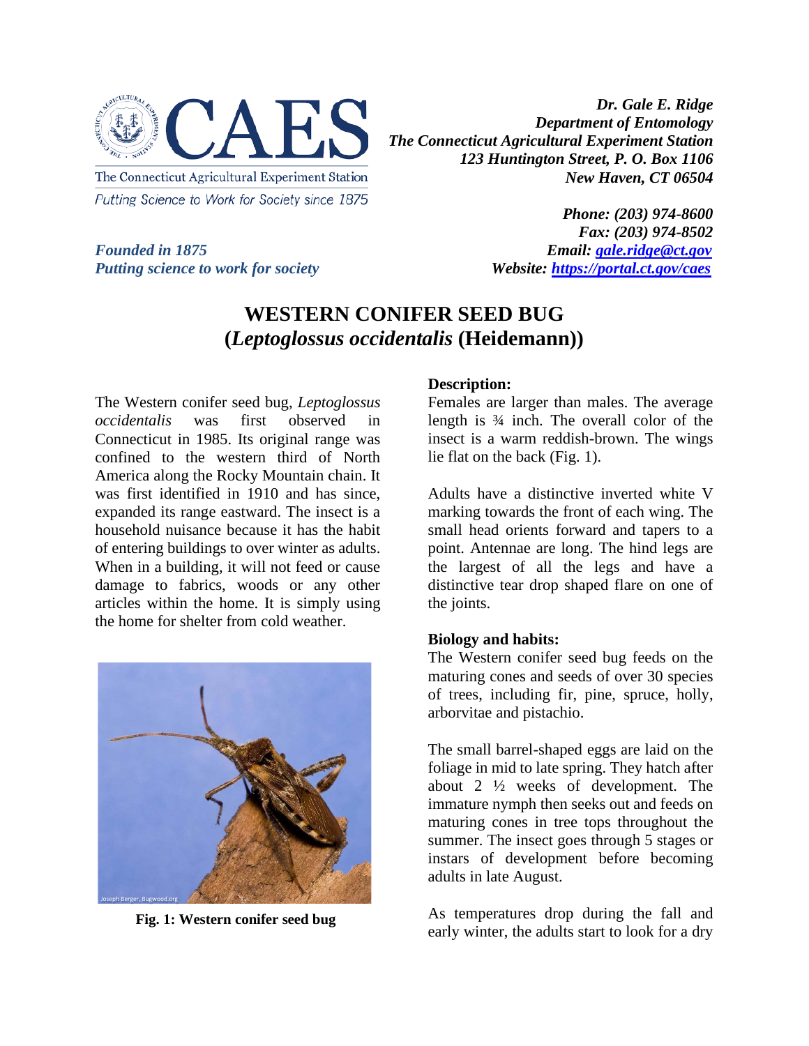The Connecticut Agricultural Experiment Station
Putting Science to Work for Society since 1875

*Founded in 1875*
*Putting science to work for society*

***Dr. Gale E. Ridge***
***Department of Entomology***
***The Connecticut Agricultural Experiment Station***
***123 Huntington Street, P. O. Box 1106***
***New Haven, CT 06504***

***Phone: (203) 974-8600***
***Fax: (203) 974-8502***
***Email: gale.ridge@ct.gov***
***Website: https://portal.ct.gov/caes***

# WESTERN CONIFER SEED BUG (*Leptoglossus occidentalis* (Heidemann))

The Western conifer seed bug, *Leptoglossus occidentalis* was first observed in Connecticut in 1985. Its original range was confined to the western third of North America along the Rocky Mountain chain. It was first identified in 1910 and has since, expanded its range eastward. The insect is a household nuisance because it has the habit of entering buildings to over winter as adults. When in a building, it will not feed or cause damage to fabrics, woods or any other articles within the home. It is simply using the home for shelter from cold weather.

**Fig. 1: Western conifer seed bug**

**Description:**

Females are larger than males. The average length is ¾ inch. The overall color of the insect is a warm reddish-brown. The wings lie flat on the back (Fig. 1).

Adults have a distinctive inverted white V marking towards the front of each wing. The small head orients forward and tapers to a point. Antennae are long. The hind legs are the largest of all the legs and have a distinctive tear drop shaped flare on one of the joints.

**Biology and habits:**

The Western conifer seed bug feeds on the maturing cones and seeds of over 30 species of trees, including fir, pine, spruce, holly, arborvitae and pistachio.

The small barrel-shaped eggs are laid on the foliage in mid to late spring. They hatch after about 2 ½ weeks of development. The immature nymph then seeks out and feeds on maturing cones in tree tops throughout the summer. The insect goes through 5 stages or instars of development before becoming adults in late August.

As temperatures drop during the fall and early winter, the adults start to look for a dry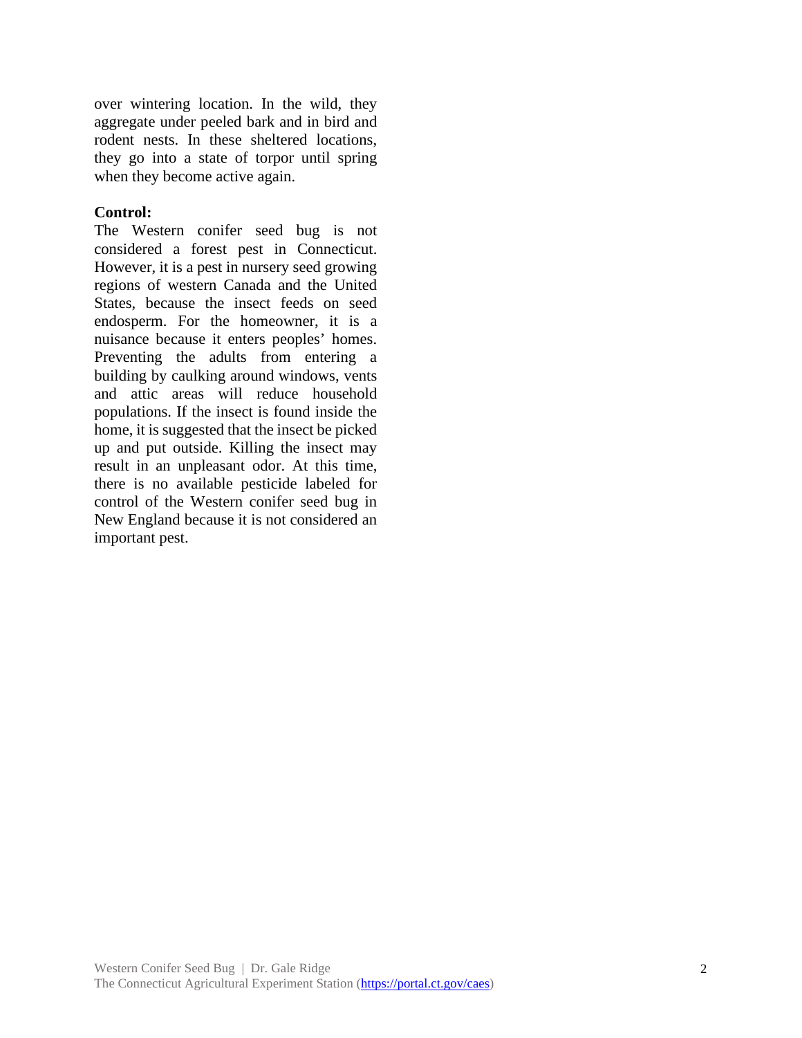over wintering location. In the wild, they aggregate under peeled bark and in bird and rodent nests. In these sheltered locations, they go into a state of torpor until spring when they become active again.

**Control:**

The Western conifer seed bug is not considered a forest pest in Connecticut. However, it is a pest in nursery seed growing regions of western Canada and the United States, because the insect feeds on seed endosperm. For the homeowner, it is a nuisance because it enters peoples' homes. Preventing the adults from entering a building by caulking around windows, vents and attic areas will reduce household populations. If the insect is found inside the home, it is suggested that the insect be picked up and put outside. Killing the insect may result in an unpleasant odor. At this time, there is no available pesticide labeled for control of the Western conifer seed bug in New England because it is not considered an important pest.